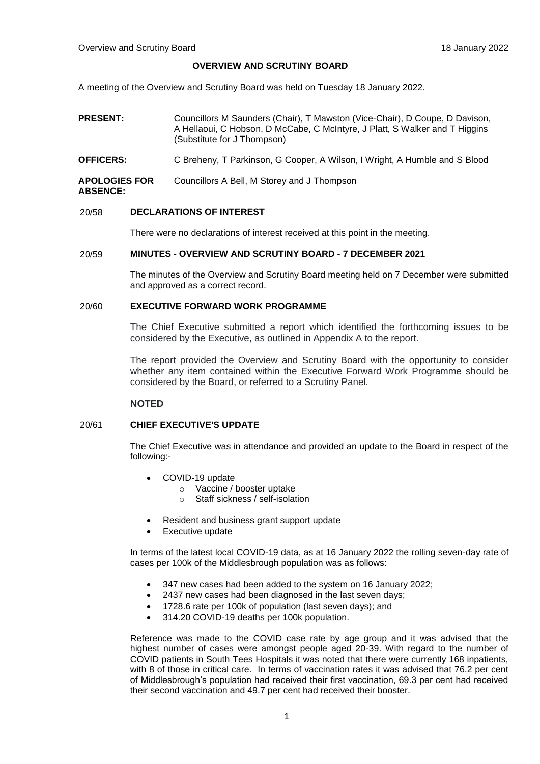# OVERVIEW AND SCRUTINY BOARD

A meeting of the Overview and Scrutiny Board was held on Tuesday 18 January 2022.

**PRESENT:** Councillors M Saunders (Chair), T Mawston (Vice-Chair), D Coupe, D Davison, A Hellaoui, C Hobson, D McCabe, C McIntyre, J Platt, S Walker and T Higgins (Substitute for J Thompson)

**OFFICERS:** C Breheny, T Parkinson, G Cooper, A Wilson, I Wright, A Humble and S Blood

**APOLOGIES FOR ABSENCE:** Councillors A Bell, M Storey and J Thompson

## 20/58 DECLARATIONS OF INTEREST

There were no declarations of interest received at this point in the meeting.

## 20/59 MINUTES - OVERVIEW AND SCRUTINY BOARD - 7 DECEMBER 2021

The minutes of the Overview and Scrutiny Board meeting held on 7 December were submitted and approved as a correct record.

## 20/60 EXECUTIVE FORWARD WORK PROGRAMME

The Chief Executive submitted a report which identified the forthcoming issues to be considered by the Executive, as outlined in Appendix A to the report.

The report provided the Overview and Scrutiny Board with the opportunity to consider whether any item contained within the Executive Forward Work Programme should be considered by the Board, or referred to a Scrutiny Panel.

**NOTED**

## 20/61 CHIEF EXECUTIVE'S UPDATE

The Chief Executive was in attendance and provided an update to the Board in respect of the following:-

- COVID-19 update
  - Vaccine / booster uptake
  - Staff sickness / self-isolation
- Resident and business grant support update
- Executive update

In terms of the latest local COVID-19 data, as at 16 January 2022 the rolling seven-day rate of cases per 100k of the Middlesbrough population was as follows:

- 347 new cases had been added to the system on 16 January 2022;
- 2437 new cases had been diagnosed in the last seven days;
- 1728.6 rate per 100k of population (last seven days); and
- 314.20 COVID-19 deaths per 100k population.

Reference was made to the COVID case rate by age group and it was advised that the highest number of cases were amongst people aged 20-39. With regard to the number of COVID patients in South Tees Hospitals it was noted that there were currently 168 inpatients, with 8 of those in critical care. In terms of vaccination rates it was advised that 76.2 per cent of Middlesbrough's population had received their first vaccination, 69.3 per cent had received their second vaccination and 49.7 per cent had received their booster.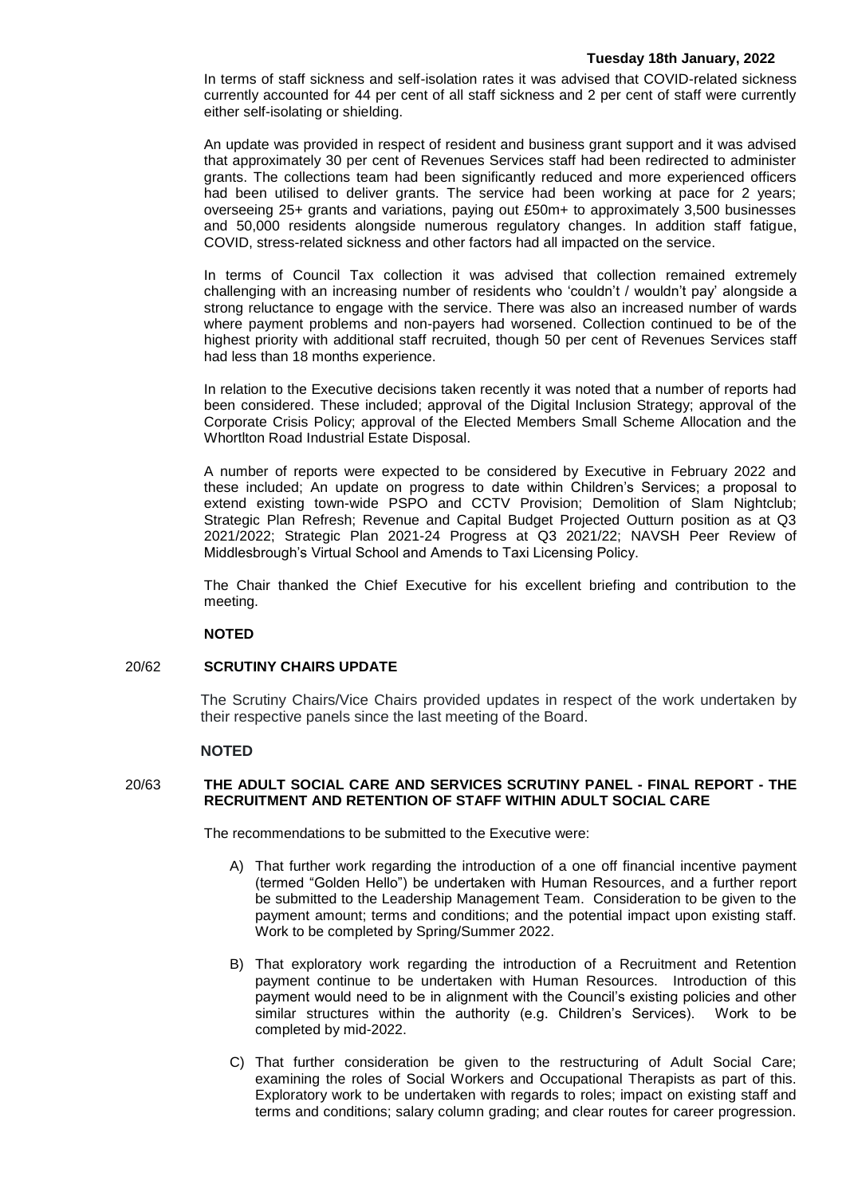In terms of staff sickness and self-isolation rates it was advised that COVID-related sickness currently accounted for 44 per cent of all staff sickness and 2 per cent of staff were currently either self-isolating or shielding.

An update was provided in respect of resident and business grant support and it was advised that approximately 30 per cent of Revenues Services staff had been redirected to administer grants. The collections team had been significantly reduced and more experienced officers had been utilised to deliver grants. The service had been working at pace for 2 years; overseeing 25+ grants and variations, paying out £50m+ to approximately 3,500 businesses and 50,000 residents alongside numerous regulatory changes. In addition staff fatigue, COVID, stress-related sickness and other factors had all impacted on the service.

In terms of Council Tax collection it was advised that collection remained extremely challenging with an increasing number of residents who 'couldn't / wouldn't pay' alongside a strong reluctance to engage with the service. There was also an increased number of wards where payment problems and non-payers had worsened. Collection continued to be of the highest priority with additional staff recruited, though 50 per cent of Revenues Services staff had less than 18 months experience.

In relation to the Executive decisions taken recently it was noted that a number of reports had been considered. These included; approval of the Digital Inclusion Strategy; approval of the Corporate Crisis Policy; approval of the Elected Members Small Scheme Allocation and the Whortlton Road Industrial Estate Disposal.

A number of reports were expected to be considered by Executive in February 2022 and these included; An update on progress to date within Children's Services; a proposal to extend existing town-wide PSPO and CCTV Provision; Demolition of Slam Nightclub; Strategic Plan Refresh; Revenue and Capital Budget Projected Outturn position as at Q3 2021/2022; Strategic Plan 2021-24 Progress at Q3 2021/22; NAVSH Peer Review of Middlesbrough's Virtual School and Amends to Taxi Licensing Policy.

The Chair thanked the Chief Executive for his excellent briefing and contribution to the meeting.

**NOTED**

## 20/62 SCRUTINY CHAIRS UPDATE

The Scrutiny Chairs/Vice Chairs provided updates in respect of the work undertaken by their respective panels since the last meeting of the Board.

**NOTED**

## 20/63 THE ADULT SOCIAL CARE AND SERVICES SCRUTINY PANEL - FINAL REPORT - THE RECRUITMENT AND RETENTION OF STAFF WITHIN ADULT SOCIAL CARE

The recommendations to be submitted to the Executive were:

A) That further work regarding the introduction of a one off financial incentive payment (termed "Golden Hello") be undertaken with Human Resources, and a further report be submitted to the Leadership Management Team. Consideration to be given to the payment amount; terms and conditions; and the potential impact upon existing staff. Work to be completed by Spring/Summer 2022.

B) That exploratory work regarding the introduction of a Recruitment and Retention payment continue to be undertaken with Human Resources. Introduction of this payment would need to be in alignment with the Council's existing policies and other similar structures within the authority (e.g. Children's Services). Work to be completed by mid-2022.

C) That further consideration be given to the restructuring of Adult Social Care; examining the roles of Social Workers and Occupational Therapists as part of this. Exploratory work to be undertaken with regards to roles; impact on existing staff and terms and conditions; salary column grading; and clear routes for career progression.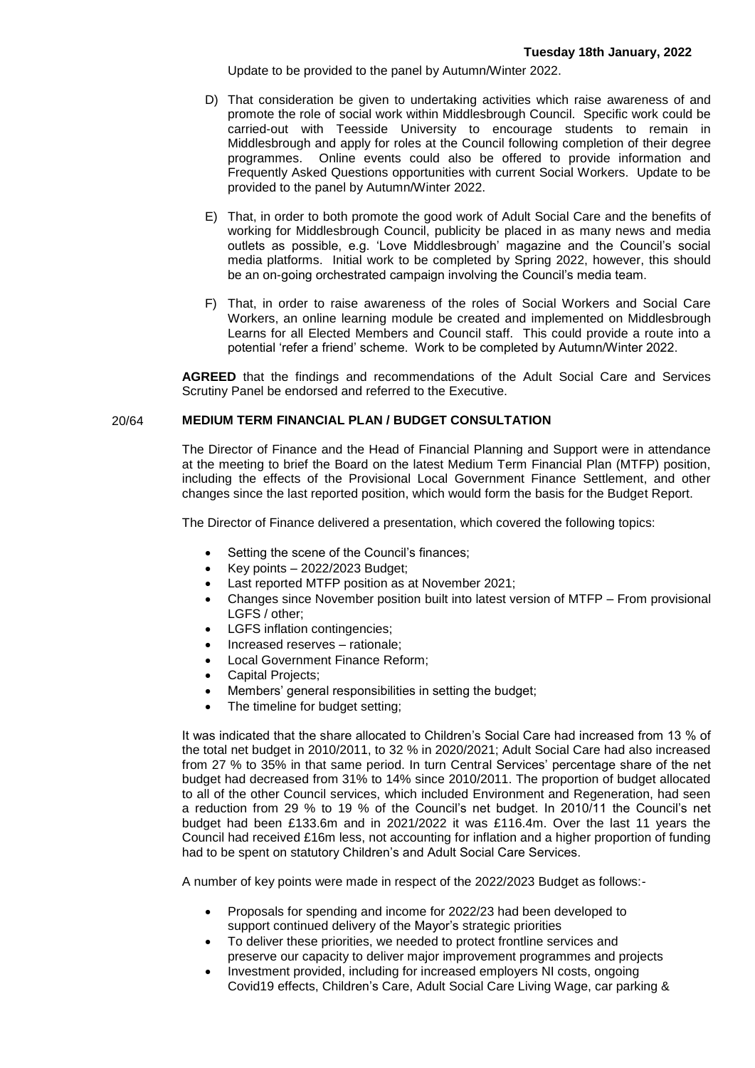Update to be provided to the panel by Autumn/Winter 2022.

D) That consideration be given to undertaking activities which raise awareness of and promote the role of social work within Middlesbrough Council. Specific work could be carried-out with Teesside University to encourage students to remain in Middlesbrough and apply for roles at the Council following completion of their degree programmes. Online events could also be offered to provide information and Frequently Asked Questions opportunities with current Social Workers. Update to be provided to the panel by Autumn/Winter 2022.

E) That, in order to both promote the good work of Adult Social Care and the benefits of working for Middlesbrough Council, publicity be placed in as many news and media outlets as possible, e.g. 'Love Middlesbrough' magazine and the Council's social media platforms. Initial work to be completed by Spring 2022, however, this should be an on-going orchestrated campaign involving the Council's media team.

F) That, in order to raise awareness of the roles of Social Workers and Social Care Workers, an online learning module be created and implemented on Middlesbrough Learns for all Elected Members and Council staff. This could provide a route into a potential 'refer a friend' scheme. Work to be completed by Autumn/Winter 2022.

**AGREED** that the findings and recommendations of the Adult Social Care and Services Scrutiny Panel be endorsed and referred to the Executive.

## 20/64 MEDIUM TERM FINANCIAL PLAN / BUDGET CONSULTATION

The Director of Finance and the Head of Financial Planning and Support were in attendance at the meeting to brief the Board on the latest Medium Term Financial Plan (MTFP) position, including the effects of the Provisional Local Government Finance Settlement, and other changes since the last reported position, which would form the basis for the Budget Report.

The Director of Finance delivered a presentation, which covered the following topics:

- Setting the scene of the Council's finances;
- Key points – 2022/2023 Budget;
- Last reported MTFP position as at November 2021;
- Changes since November position built into latest version of MTFP – From provisional LGFS / other;
- LGFS inflation contingencies;
- Increased reserves – rationale;
- Local Government Finance Reform;
- Capital Projects;
- Members' general responsibilities in setting the budget;
- The timeline for budget setting;

It was indicated that the share allocated to Children's Social Care had increased from 13 % of the total net budget in 2010/2011, to 32 % in 2020/2021; Adult Social Care had also increased from 27 % to 35% in that same period. In turn Central Services' percentage share of the net budget had decreased from 31% to 14% since 2010/2011. The proportion of budget allocated to all of the other Council services, which included Environment and Regeneration, had seen a reduction from 29 % to 19 % of the Council's net budget. In 2010/11 the Council's net budget had been £133.6m and in 2021/2022 it was £116.4m. Over the last 11 years the Council had received £16m less, not accounting for inflation and a higher proportion of funding had to be spent on statutory Children's and Adult Social Care Services.

A number of key points were made in respect of the 2022/2023 Budget as follows:-

- Proposals for spending and income for 2022/23 had been developed to support continued delivery of the Mayor's strategic priorities
- To deliver these priorities, we needed to protect frontline services and preserve our capacity to deliver major improvement programmes and projects
- Investment provided, including for increased employers NI costs, ongoing Covid19 effects, Children's Care, Adult Social Care Living Wage, car parking &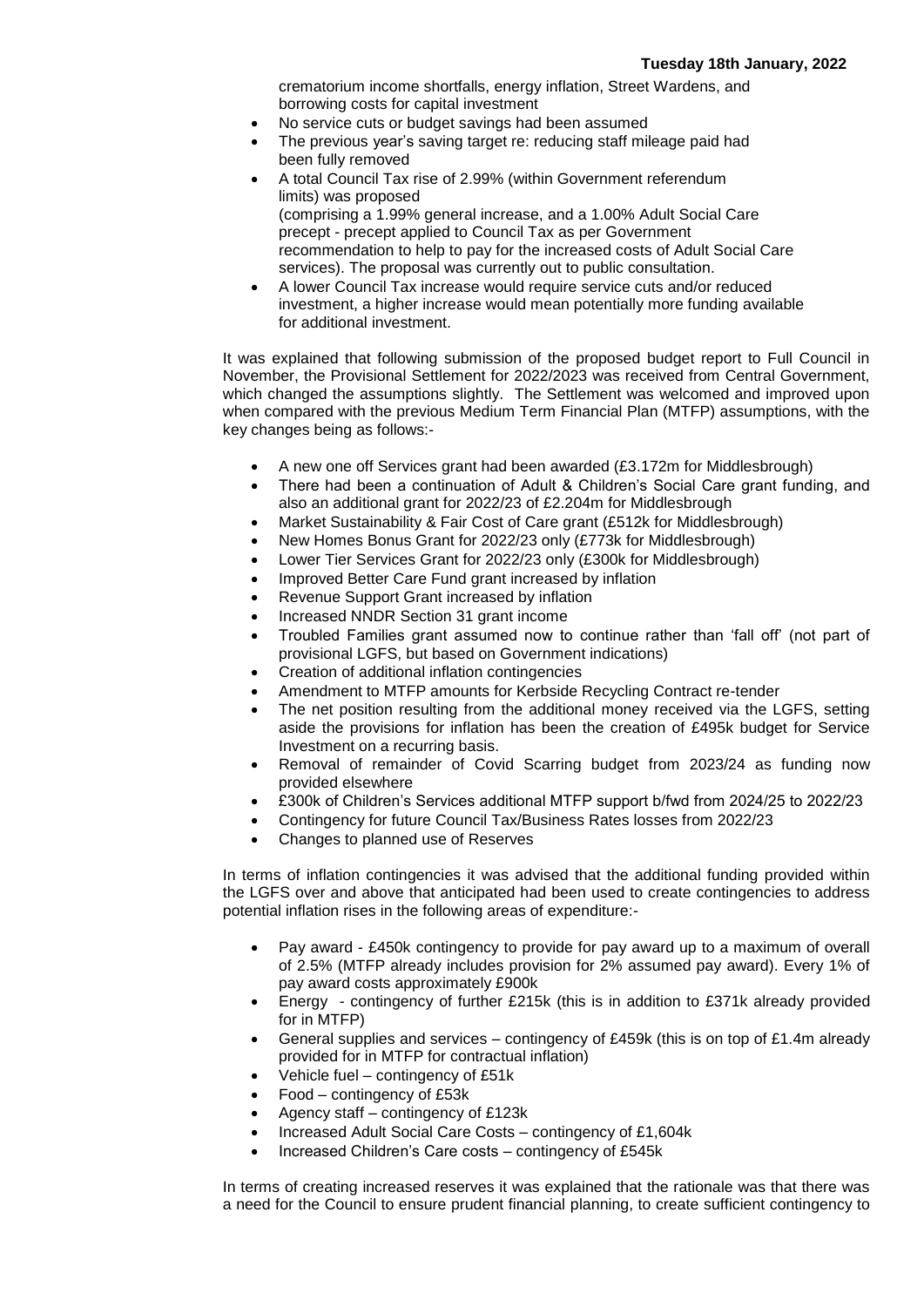crematorium income shortfalls, energy inflation, Street Wardens, and borrowing costs for capital investment

- No service cuts or budget savings had been assumed
- The previous year's saving target re: reducing staff mileage paid had been fully removed
- A total Council Tax rise of 2.99% (within Government referendum limits) was proposed (comprising a 1.99% general increase, and a 1.00% Adult Social Care precept - precept applied to Council Tax as per Government recommendation to help to pay for the increased costs of Adult Social Care services). The proposal was currently out to public consultation.
- A lower Council Tax increase would require service cuts and/or reduced investment, a higher increase would mean potentially more funding available for additional investment.

It was explained that following submission of the proposed budget report to Full Council in November, the Provisional Settlement for 2022/2023 was received from Central Government, which changed the assumptions slightly. The Settlement was welcomed and improved upon when compared with the previous Medium Term Financial Plan (MTFP) assumptions, with the key changes being as follows:-

- A new one off Services grant had been awarded (£3.172m for Middlesbrough)
- There had been a continuation of Adult & Children's Social Care grant funding, and also an additional grant for 2022/23 of £2.204m for Middlesbrough
- Market Sustainability & Fair Cost of Care grant (£512k for Middlesbrough)
- New Homes Bonus Grant for 2022/23 only (£773k for Middlesbrough)
- Lower Tier Services Grant for 2022/23 only (£300k for Middlesbrough)
- Improved Better Care Fund grant increased by inflation
- Revenue Support Grant increased by inflation
- Increased NNDR Section 31 grant income
- Troubled Families grant assumed now to continue rather than 'fall off' (not part of provisional LGFS, but based on Government indications)
- Creation of additional inflation contingencies
- Amendment to MTFP amounts for Kerbside Recycling Contract re-tender
- The net position resulting from the additional money received via the LGFS, setting aside the provisions for inflation has been the creation of £495k budget for Service Investment on a recurring basis.
- Removal of remainder of Covid Scarring budget from 2023/24 as funding now provided elsewhere
- £300k of Children's Services additional MTFP support b/fwd from 2024/25 to 2022/23
- Contingency for future Council Tax/Business Rates losses from 2022/23
- Changes to planned use of Reserves

In terms of inflation contingencies it was advised that the additional funding provided within the LGFS over and above that anticipated had been used to create contingencies to address potential inflation rises in the following areas of expenditure:-

- Pay award - £450k contingency to provide for pay award up to a maximum of overall of 2.5% (MTFP already includes provision for 2% assumed pay award). Every 1% of pay award costs approximately £900k
- Energy - contingency of further £215k (this is in addition to £371k already provided for in MTFP)
- General supplies and services – contingency of £459k (this is on top of £1.4m already provided for in MTFP for contractual inflation)
- Vehicle fuel – contingency of £51k
- Food – contingency of £53k
- Agency staff – contingency of £123k
- Increased Adult Social Care Costs – contingency of £1,604k
- Increased Children's Care costs – contingency of £545k

In terms of creating increased reserves it was explained that the rationale was that there was a need for the Council to ensure prudent financial planning, to create sufficient contingency to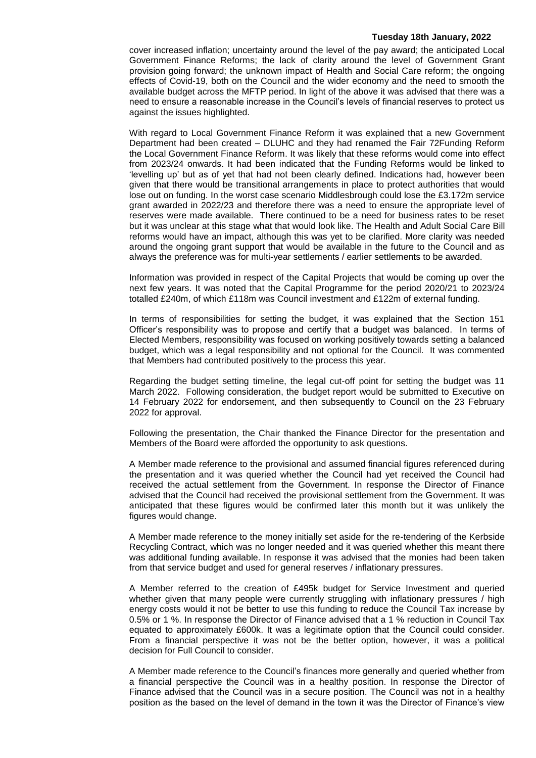cover increased inflation; uncertainty around the level of the pay award; the anticipated Local Government Finance Reforms; the lack of clarity around the level of Government Grant provision going forward; the unknown impact of Health and Social Care reform; the ongoing effects of Covid-19, both on the Council and the wider economy and the need to smooth the available budget across the MFTP period. In light of the above it was advised that there was a need to ensure a reasonable increase in the Council's levels of financial reserves to protect us against the issues highlighted.

With regard to Local Government Finance Reform it was explained that a new Government Department had been created – DLUHC and they had renamed the Fair 72Funding Reform the Local Government Finance Reform. It was likely that these reforms would come into effect from 2023/24 onwards. It had been indicated that the Funding Reforms would be linked to 'levelling up' but as of yet that had not been clearly defined. Indications had, however been given that there would be transitional arrangements in place to protect authorities that would lose out on funding. In the worst case scenario Middlesbrough could lose the £3.172m service grant awarded in 2022/23 and therefore there was a need to ensure the appropriate level of reserves were made available. There continued to be a need for business rates to be reset but it was unclear at this stage what that would look like. The Health and Adult Social Care Bill reforms would have an impact, although this was yet to be clarified. More clarity was needed around the ongoing grant support that would be available in the future to the Council and as always the preference was for multi-year settlements / earlier settlements to be awarded.

Information was provided in respect of the Capital Projects that would be coming up over the next few years. It was noted that the Capital Programme for the period 2020/21 to 2023/24 totalled £240m, of which £118m was Council investment and £122m of external funding.

In terms of responsibilities for setting the budget, it was explained that the Section 151 Officer's responsibility was to propose and certify that a budget was balanced. In terms of Elected Members, responsibility was focused on working positively towards setting a balanced budget, which was a legal responsibility and not optional for the Council. It was commented that Members had contributed positively to the process this year.

Regarding the budget setting timeline, the legal cut-off point for setting the budget was 11 March 2022. Following consideration, the budget report would be submitted to Executive on 14 February 2022 for endorsement, and then subsequently to Council on the 23 February 2022 for approval.

Following the presentation, the Chair thanked the Finance Director for the presentation and Members of the Board were afforded the opportunity to ask questions.

A Member made reference to the provisional and assumed financial figures referenced during the presentation and it was queried whether the Council had yet received the Council had received the actual settlement from the Government. In response the Director of Finance advised that the Council had received the provisional settlement from the Government. It was anticipated that these figures would be confirmed later this month but it was unlikely the figures would change.

A Member made reference to the money initially set aside for the re-tendering of the Kerbside Recycling Contract, which was no longer needed and it was queried whether this meant there was additional funding available. In response it was advised that the monies had been taken from that service budget and used for general reserves / inflationary pressures.

A Member referred to the creation of £495k budget for Service Investment and queried whether given that many people were currently struggling with inflationary pressures / high energy costs would it not be better to use this funding to reduce the Council Tax increase by 0.5% or 1 %. In response the Director of Finance advised that a 1 % reduction in Council Tax equated to approximately £600k. It was a legitimate option that the Council could consider. From a financial perspective it was not be the better option, however, it was a political decision for Full Council to consider.

A Member made reference to the Council's finances more generally and queried whether from a financial perspective the Council was in a healthy position. In response the Director of Finance advised that the Council was in a secure position. The Council was not in a healthy position as the based on the level of demand in the town it was the Director of Finance's view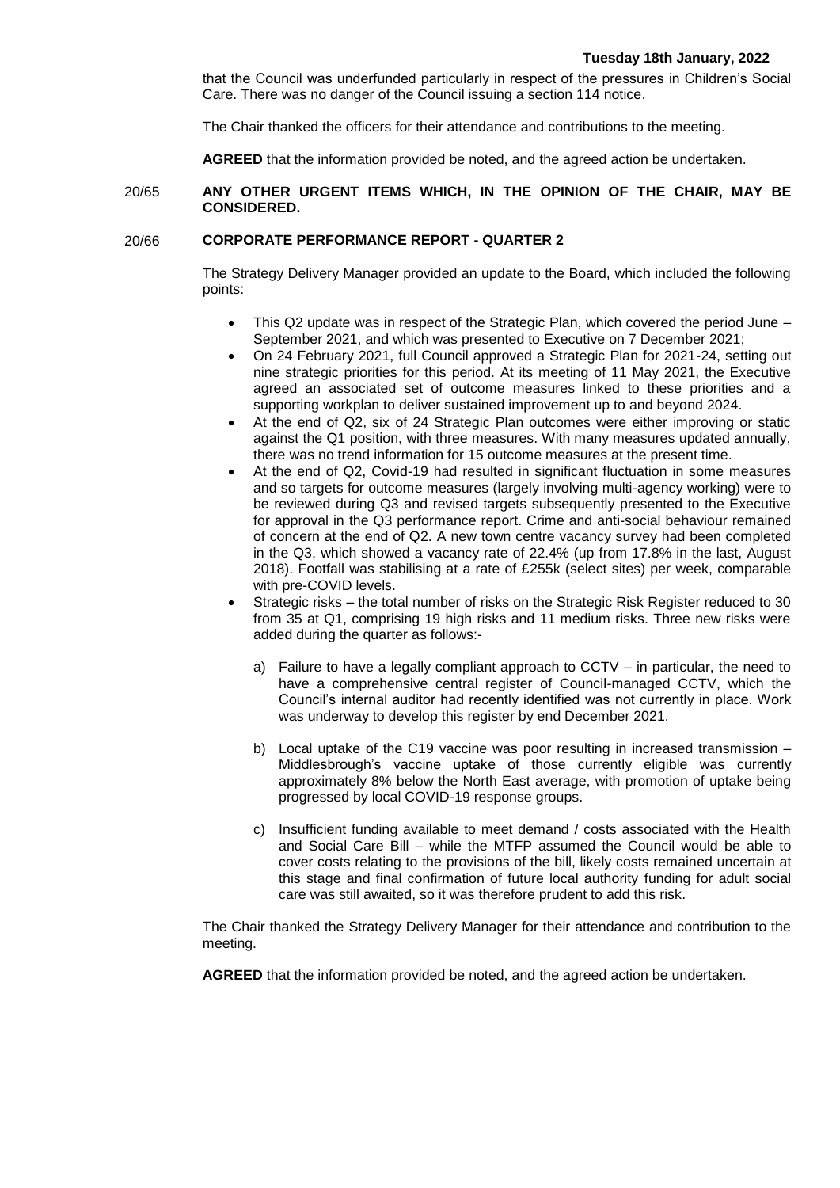that the Council was underfunded particularly in respect of the pressures in Children's Social Care. There was no danger of the Council issuing a section 114 notice.

The Chair thanked the officers for their attendance and contributions to the meeting.

**AGREED** that the information provided be noted, and the agreed action be undertaken.

20/65 **ANY OTHER URGENT ITEMS WHICH, IN THE OPINION OF THE CHAIR, MAY BE CONSIDERED.**

20/66 **CORPORATE PERFORMANCE REPORT - QUARTER 2**

The Strategy Delivery Manager provided an update to the Board, which included the following points:

- This Q2 update was in respect of the Strategic Plan, which covered the period June – September 2021, and which was presented to Executive on 7 December 2021;
- On 24 February 2021, full Council approved a Strategic Plan for 2021-24, setting out nine strategic priorities for this period. At its meeting of 11 May 2021, the Executive agreed an associated set of outcome measures linked to these priorities and a supporting workplan to deliver sustained improvement up to and beyond 2024.
- At the end of Q2, six of 24 Strategic Plan outcomes were either improving or static against the Q1 position, with three measures. With many measures updated annually, there was no trend information for 15 outcome measures at the present time.
- At the end of Q2, Covid-19 had resulted in significant fluctuation in some measures and so targets for outcome measures (largely involving multi-agency working) were to be reviewed during Q3 and revised targets subsequently presented to the Executive for approval in the Q3 performance report. Crime and anti-social behaviour remained of concern at the end of Q2. A new town centre vacancy survey had been completed in the Q3, which showed a vacancy rate of 22.4% (up from 17.8% in the last, August 2018). Footfall was stabilising at a rate of £255k (select sites) per week, comparable with pre-COVID levels.
- Strategic risks – the total number of risks on the Strategic Risk Register reduced to 30 from 35 at Q1, comprising 19 high risks and 11 medium risks. Three new risks were added during the quarter as follows:-

    a) Failure to have a legally compliant approach to CCTV – in particular, the need to have a comprehensive central register of Council-managed CCTV, which the Council's internal auditor had recently identified was not currently in place. Work was underway to develop this register by end December 2021.

    b) Local uptake of the C19 vaccine was poor resulting in increased transmission – Middlesbrough's vaccine uptake of those currently eligible was currently approximately 8% below the North East average, with promotion of uptake being progressed by local COVID-19 response groups.

    c) Insufficient funding available to meet demand / costs associated with the Health and Social Care Bill – while the MTFP assumed the Council would be able to cover costs relating to the provisions of the bill, likely costs remained uncertain at this stage and final confirmation of future local authority funding for adult social care was still awaited, so it was therefore prudent to add this risk.

The Chair thanked the Strategy Delivery Manager for their attendance and contribution to the meeting.

**AGREED** that the information provided be noted, and the agreed action be undertaken.